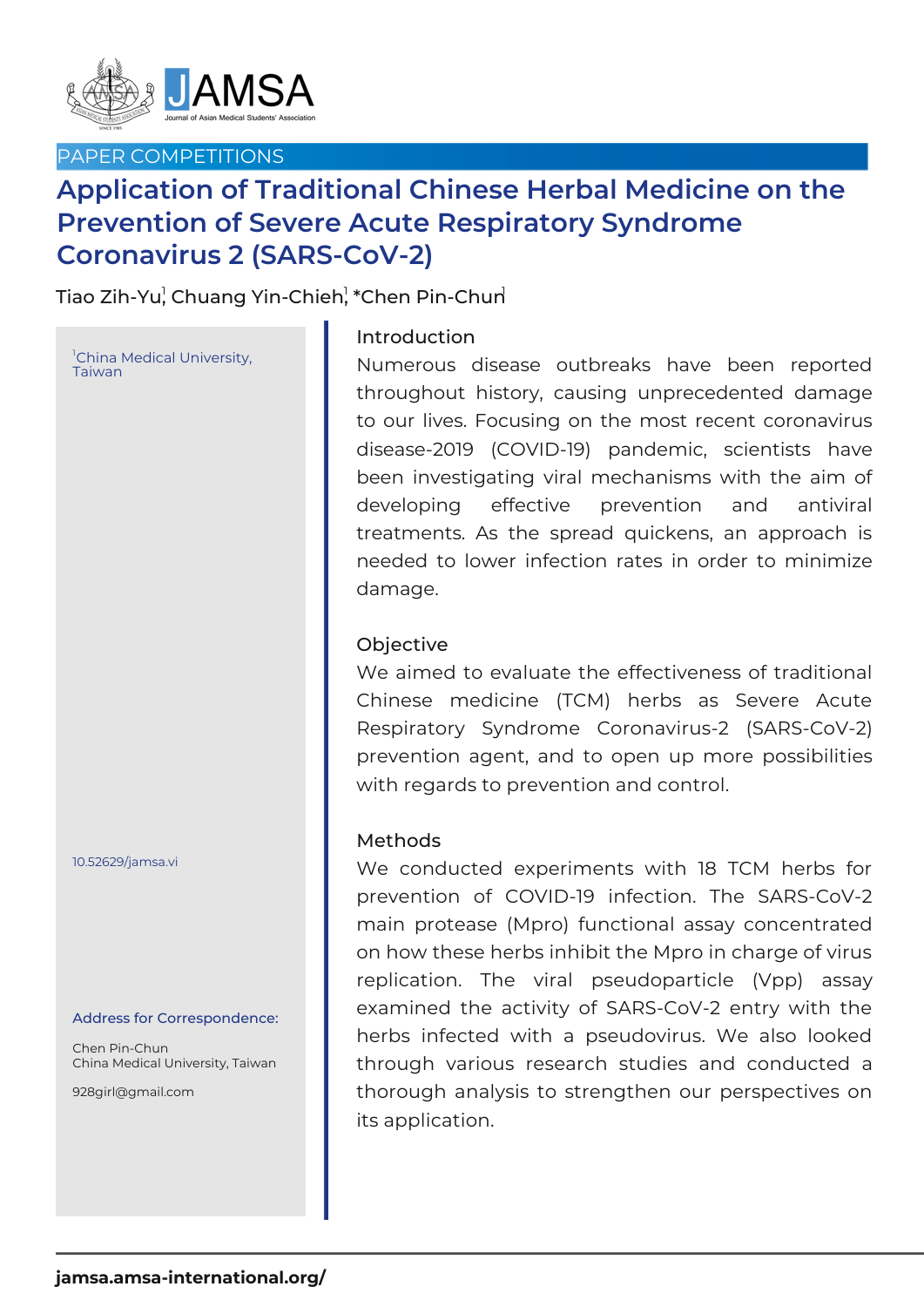PAPER COMPETITIONS

# Application of Traditional Chinese Herbal Medicine on the Prevention of Severe Acute Respiratory Syndrome Coronavirus 2 (SARS-CoV-2)

Tiao Zih-Yu[1], Chuang Yin-Chieh[1], *Chen Pin-Chun[1]

[1]China Medical University, Taiwan

10.52629/jamsa.vi

**Address for Correspondence:**

Chen Pin-Chun
China Medical University, Taiwan

928girl@gmail.com

## Introduction

Numerous disease outbreaks have been reported throughout history, causing unprecedented damage to our lives. Focusing on the most recent coronavirus disease-2019 (COVID-19) pandemic, scientists have been investigating viral mechanisms with the aim of developing effective prevention and antiviral treatments. As the spread quickens, an approach is needed to lower infection rates in order to minimize damage.

## Objective

We aimed to evaluate the effectiveness of traditional Chinese medicine (TCM) herbs as Severe Acute Respiratory Syndrome Coronavirus-2 (SARS-CoV-2) prevention agent, and to open up more possibilities with regards to prevention and control.

## Methods

We conducted experiments with 18 TCM herbs for prevention of COVID-19 infection. The SARS-CoV-2 main protease (Mpro) functional assay concentrated on how these herbs inhibit the Mpro in charge of virus replication. The viral pseudoparticle (Vpp) assay examined the activity of SARS-CoV-2 entry with the herbs infected with a pseudovirus. We also looked through various research studies and conducted a thorough analysis to strengthen our perspectives on its application.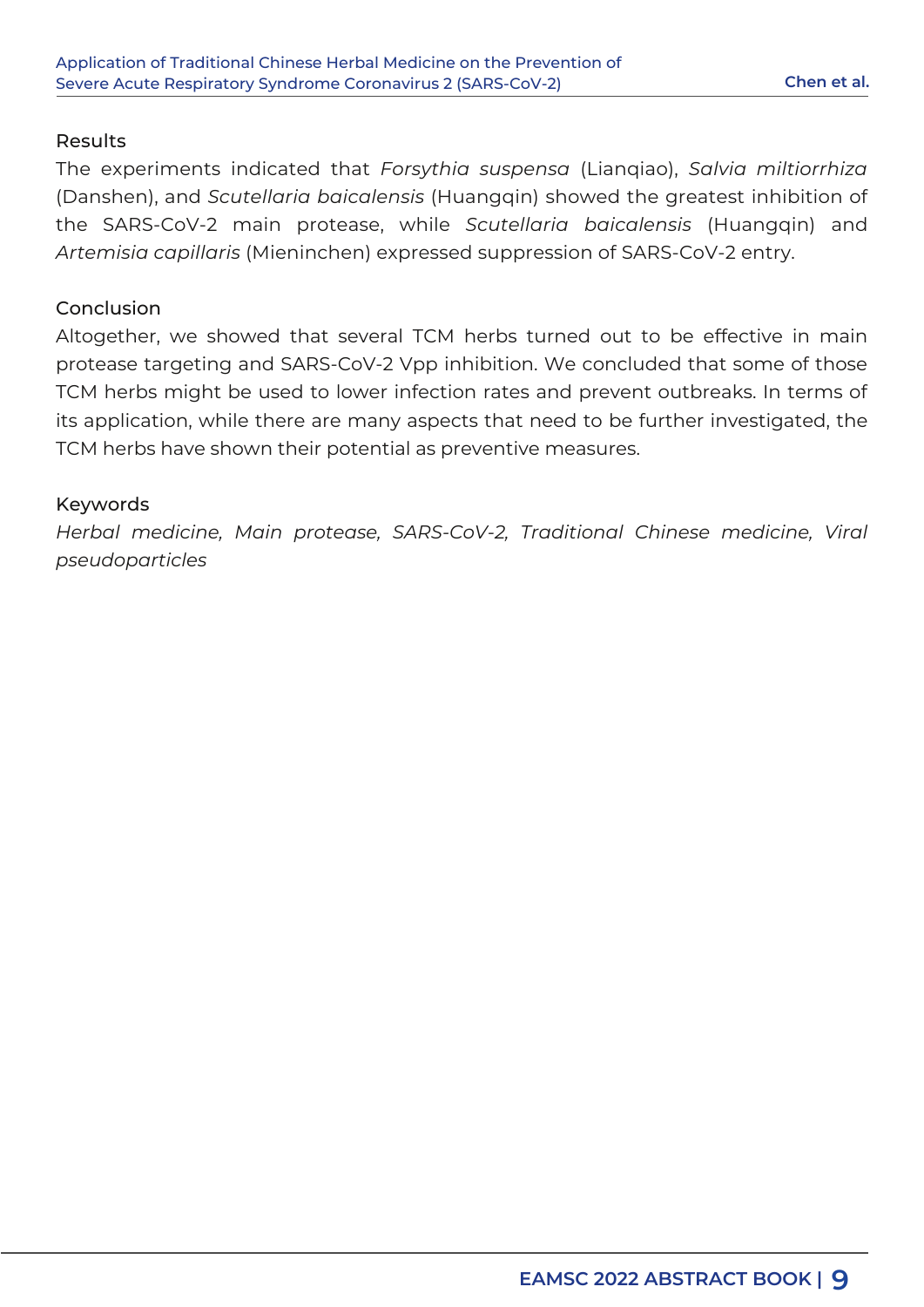### Results

The experiments indicated that *Forsythia suspensa* (Lianqiao), *Salvia miltiorrhiza* (Danshen), and *Scutellaria baicalensis* (Huangqin) showed the greatest inhibition of the SARS-CoV-2 main protease, while *Scutellaria baicalensis* (Huangqin) and *Artemisia capillaris* (Mieninchen) expressed suppression of SARS-CoV-2 entry.

### Conclusion

Altogether, we showed that several TCM herbs turned out to be effective in main protease targeting and SARS-CoV-2 Vpp inhibition. We concluded that some of those TCM herbs might be used to lower infection rates and prevent outbreaks. In terms of its application, while there are many aspects that need to be further investigated, the TCM herbs have shown their potential as preventive measures.

### Keywords

*Herbal medicine, Main protease, SARS-CoV-2, Traditional Chinese medicine, Viral pseudoparticles*